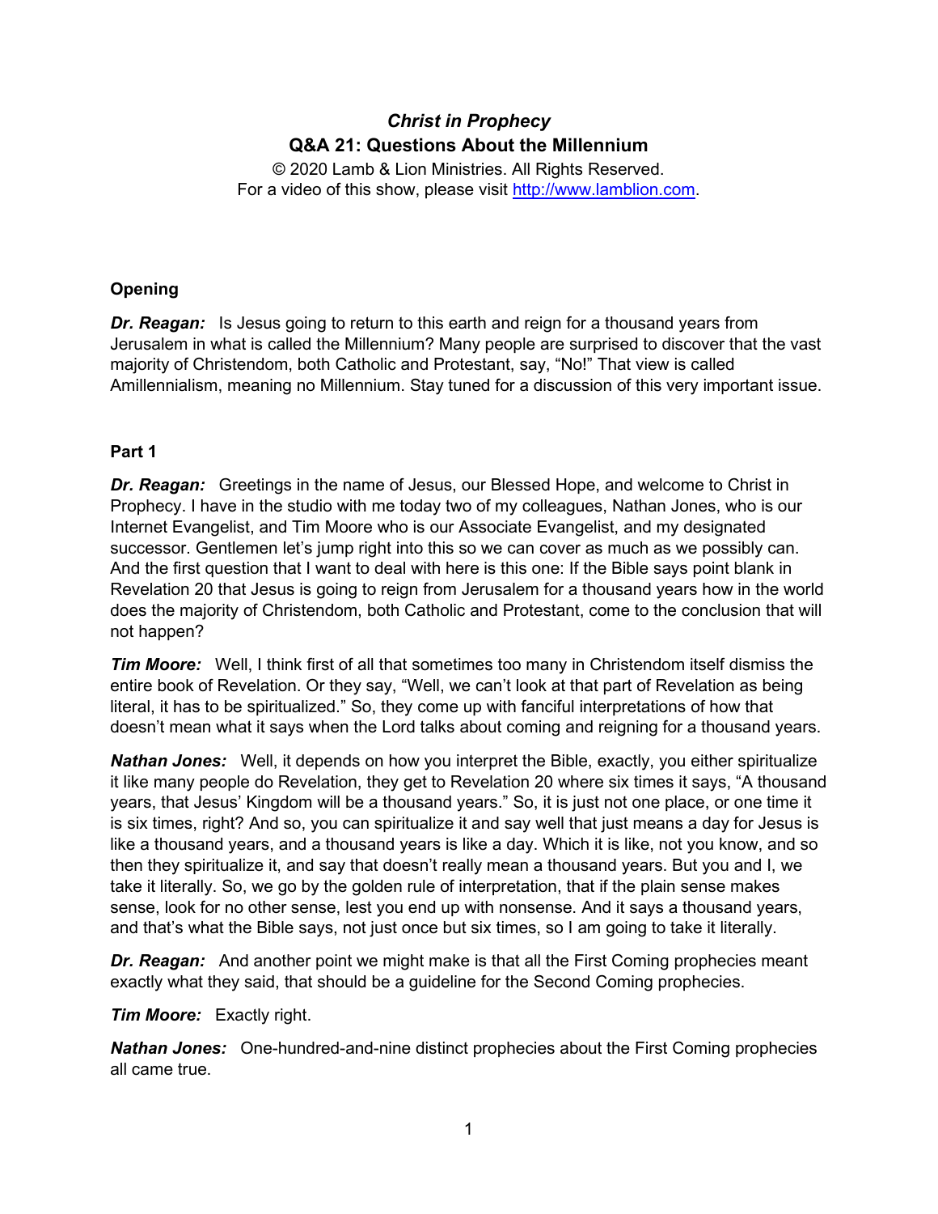# *Christ in Prophecy*

## Q&A 21: Questions About the Millennium

© 2020 Lamb & Lion Ministries. All Rights Reserved.
For a video of this show, please visit http://www.lamblion.com.

### Opening

***Dr. Reagan:*** Is Jesus going to return to this earth and reign for a thousand years from Jerusalem in what is called the Millennium? Many people are surprised to discover that the vast majority of Christendom, both Catholic and Protestant, say, "No!" That view is called Amillennialism, meaning no Millennium. Stay tuned for a discussion of this very important issue.

### Part 1

***Dr. Reagan:*** Greetings in the name of Jesus, our Blessed Hope, and welcome to Christ in Prophecy. I have in the studio with me today two of my colleagues, Nathan Jones, who is our Internet Evangelist, and Tim Moore who is our Associate Evangelist, and my designated successor. Gentlemen let's jump right into this so we can cover as much as we possibly can. And the first question that I want to deal with here is this one: If the Bible says point blank in Revelation 20 that Jesus is going to reign from Jerusalem for a thousand years how in the world does the majority of Christendom, both Catholic and Protestant, come to the conclusion that will not happen?

***Tim Moore:*** Well, I think first of all that sometimes too many in Christendom itself dismiss the entire book of Revelation. Or they say, "Well, we can't look at that part of Revelation as being literal, it has to be spiritualized." So, they come up with fanciful interpretations of how that doesn't mean what it says when the Lord talks about coming and reigning for a thousand years.

***Nathan Jones:*** Well, it depends on how you interpret the Bible, exactly, you either spiritualize it like many people do Revelation, they get to Revelation 20 where six times it says, "A thousand years, that Jesus' Kingdom will be a thousand years." So, it is just not one place, or one time it is six times, right? And so, you can spiritualize it and say well that just means a day for Jesus is like a thousand years, and a thousand years is like a day. Which it is like, not you know, and so then they spiritualize it, and say that doesn't really mean a thousand years. But you and I, we take it literally. So, we go by the golden rule of interpretation, that if the plain sense makes sense, look for no other sense, lest you end up with nonsense. And it says a thousand years, and that's what the Bible says, not just once but six times, so I am going to take it literally.

***Dr. Reagan:*** And another point we might make is that all the First Coming prophecies meant exactly what they said, that should be a guideline for the Second Coming prophecies.

***Tim Moore:*** Exactly right.

***Nathan Jones:*** One-hundred-and-nine distinct prophecies about the First Coming prophecies all came true.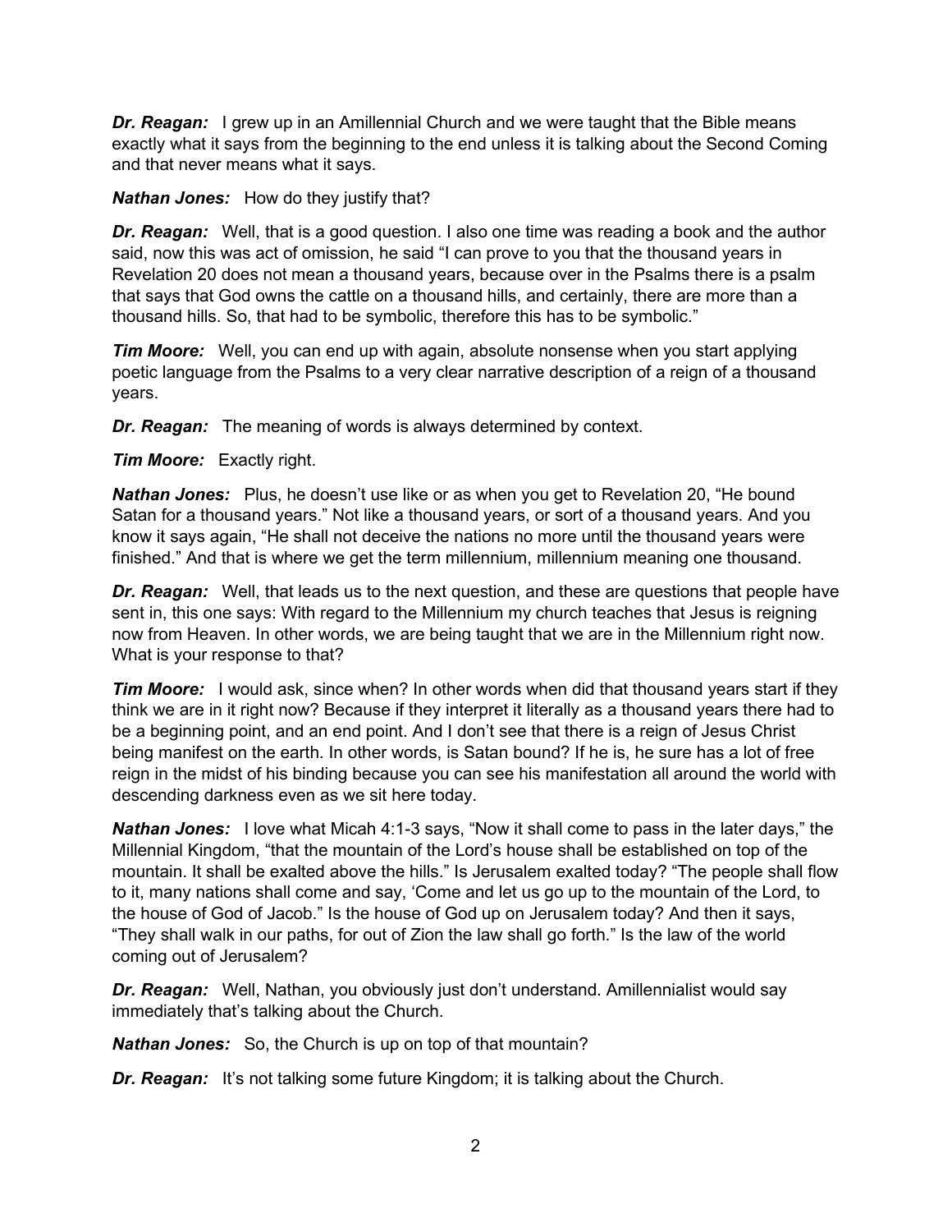***Dr. Reagan:*** I grew up in an Amillennial Church and we were taught that the Bible means exactly what it says from the beginning to the end unless it is talking about the Second Coming and that never means what it says.

***Nathan Jones:*** How do they justify that?

***Dr. Reagan:*** Well, that is a good question. I also one time was reading a book and the author said, now this was act of omission, he said "I can prove to you that the thousand years in Revelation 20 does not mean a thousand years, because over in the Psalms there is a psalm that says that God owns the cattle on a thousand hills, and certainly, there are more than a thousand hills. So, that had to be symbolic, therefore this has to be symbolic."

***Tim Moore:*** Well, you can end up with again, absolute nonsense when you start applying poetic language from the Psalms to a very clear narrative description of a reign of a thousand years.

***Dr. Reagan:*** The meaning of words is always determined by context.

***Tim Moore:*** Exactly right.

***Nathan Jones:*** Plus, he doesn't use like or as when you get to Revelation 20, "He bound Satan for a thousand years." Not like a thousand years, or sort of a thousand years. And you know it says again, "He shall not deceive the nations no more until the thousand years were finished." And that is where we get the term millennium, millennium meaning one thousand.

***Dr. Reagan:*** Well, that leads us to the next question, and these are questions that people have sent in, this one says: With regard to the Millennium my church teaches that Jesus is reigning now from Heaven. In other words, we are being taught that we are in the Millennium right now. What is your response to that?

***Tim Moore:*** I would ask, since when? In other words when did that thousand years start if they think we are in it right now? Because if they interpret it literally as a thousand years there had to be a beginning point, and an end point. And I don't see that there is a reign of Jesus Christ being manifest on the earth. In other words, is Satan bound? If he is, he sure has a lot of free reign in the midst of his binding because you can see his manifestation all around the world with descending darkness even as we sit here today.

***Nathan Jones:*** I love what Micah 4:1-3 says, "Now it shall come to pass in the later days," the Millennial Kingdom, "that the mountain of the Lord's house shall be established on top of the mountain. It shall be exalted above the hills." Is Jerusalem exalted today? "The people shall flow to it, many nations shall come and say, 'Come and let us go up to the mountain of the Lord, to the house of God of Jacob." Is the house of God up on Jerusalem today? And then it says, "They shall walk in our paths, for out of Zion the law shall go forth." Is the law of the world coming out of Jerusalem?

***Dr. Reagan:*** Well, Nathan, you obviously just don't understand. Amillennialist would say immediately that's talking about the Church.

***Nathan Jones:*** So, the Church is up on top of that mountain?

***Dr. Reagan:*** It's not talking some future Kingdom; it is talking about the Church.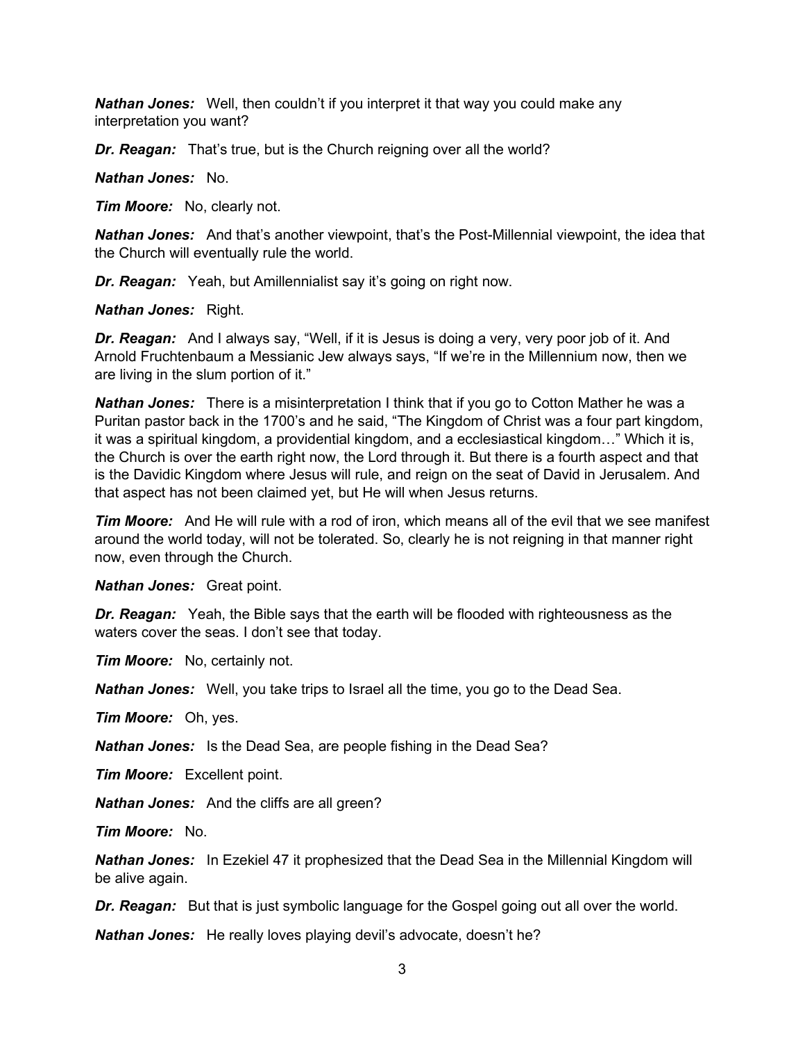***Nathan Jones:*** Well, then couldn't if you interpret it that way you could make any interpretation you want?

***Dr. Reagan:*** That's true, but is the Church reigning over all the world?

***Nathan Jones:*** No.

***Tim Moore:*** No, clearly not.

***Nathan Jones:*** And that's another viewpoint, that's the Post-Millennial viewpoint, the idea that the Church will eventually rule the world.

***Dr. Reagan:*** Yeah, but Amillennialist say it's going on right now.

***Nathan Jones:*** Right.

***Dr. Reagan:*** And I always say, "Well, if it is Jesus is doing a very, very poor job of it. And Arnold Fruchtenbaum a Messianic Jew always says, "If we're in the Millennium now, then we are living in the slum portion of it."

***Nathan Jones:*** There is a misinterpretation I think that if you go to Cotton Mather he was a Puritan pastor back in the 1700's and he said, "The Kingdom of Christ was a four part kingdom, it was a spiritual kingdom, a providential kingdom, and a ecclesiastical kingdom…" Which it is, the Church is over the earth right now, the Lord through it. But there is a fourth aspect and that is the Davidic Kingdom where Jesus will rule, and reign on the seat of David in Jerusalem. And that aspect has not been claimed yet, but He will when Jesus returns.

***Tim Moore:*** And He will rule with a rod of iron, which means all of the evil that we see manifest around the world today, will not be tolerated. So, clearly he is not reigning in that manner right now, even through the Church.

***Nathan Jones:*** Great point.

***Dr. Reagan:*** Yeah, the Bible says that the earth will be flooded with righteousness as the waters cover the seas. I don't see that today.

***Tim Moore:*** No, certainly not.

***Nathan Jones:*** Well, you take trips to Israel all the time, you go to the Dead Sea.

***Tim Moore:*** Oh, yes.

***Nathan Jones:*** Is the Dead Sea, are people fishing in the Dead Sea?

***Tim Moore:*** Excellent point.

***Nathan Jones:*** And the cliffs are all green?

***Tim Moore:*** No.

***Nathan Jones:*** In Ezekiel 47 it prophesized that the Dead Sea in the Millennial Kingdom will be alive again.

***Dr. Reagan:*** But that is just symbolic language for the Gospel going out all over the world.

***Nathan Jones:*** He really loves playing devil's advocate, doesn't he?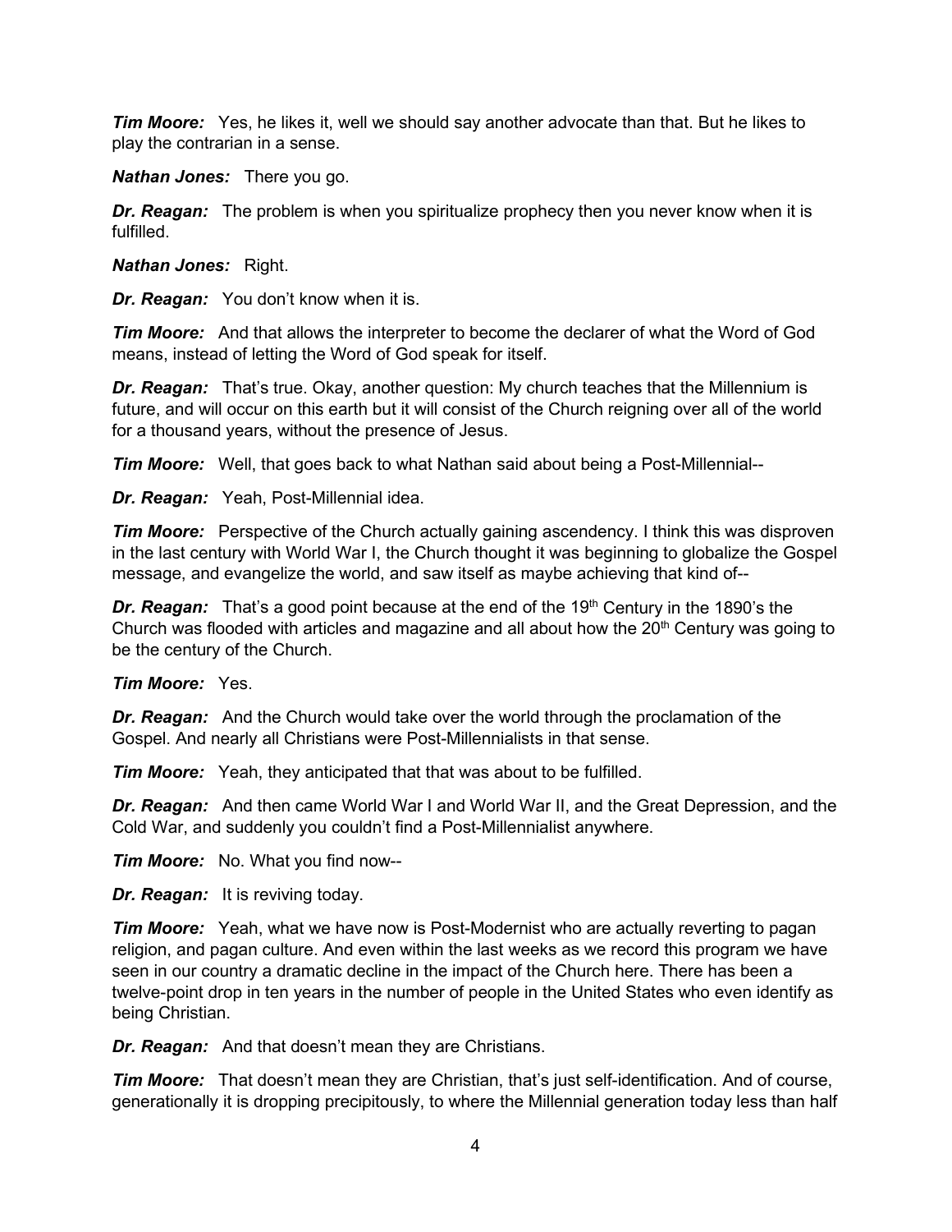***Tim Moore:*** Yes, he likes it, well we should say another advocate than that. But he likes to play the contrarian in a sense.

***Nathan Jones:*** There you go.

***Dr. Reagan:*** The problem is when you spiritualize prophecy then you never know when it is fulfilled.

***Nathan Jones:*** Right.

***Dr. Reagan:*** You don't know when it is.

***Tim Moore:*** And that allows the interpreter to become the declarer of what the Word of God means, instead of letting the Word of God speak for itself.

***Dr. Reagan:*** That's true. Okay, another question: My church teaches that the Millennium is future, and will occur on this earth but it will consist of the Church reigning over all of the world for a thousand years, without the presence of Jesus.

***Tim Moore:*** Well, that goes back to what Nathan said about being a Post-Millennial--

***Dr. Reagan:*** Yeah, Post-Millennial idea.

***Tim Moore:*** Perspective of the Church actually gaining ascendency. I think this was disproven in the last century with World War I, the Church thought it was beginning to globalize the Gospel message, and evangelize the world, and saw itself as maybe achieving that kind of--

***Dr. Reagan:*** That's a good point because at the end of the 19th Century in the 1890's the Church was flooded with articles and magazine and all about how the 20th Century was going to be the century of the Church.

***Tim Moore:*** Yes.

***Dr. Reagan:*** And the Church would take over the world through the proclamation of the Gospel. And nearly all Christians were Post-Millennialists in that sense.

***Tim Moore:*** Yeah, they anticipated that that was about to be fulfilled.

***Dr. Reagan:*** And then came World War I and World War II, and the Great Depression, and the Cold War, and suddenly you couldn't find a Post-Millennialist anywhere.

***Tim Moore:*** No. What you find now--

***Dr. Reagan:*** It is reviving today.

***Tim Moore:*** Yeah, what we have now is Post-Modernist who are actually reverting to pagan religion, and pagan culture. And even within the last weeks as we record this program we have seen in our country a dramatic decline in the impact of the Church here. There has been a twelve-point drop in ten years in the number of people in the United States who even identify as being Christian.

***Dr. Reagan:*** And that doesn't mean they are Christians.

***Tim Moore:*** That doesn't mean they are Christian, that's just self-identification. And of course, generationally it is dropping precipitously, to where the Millennial generation today less than half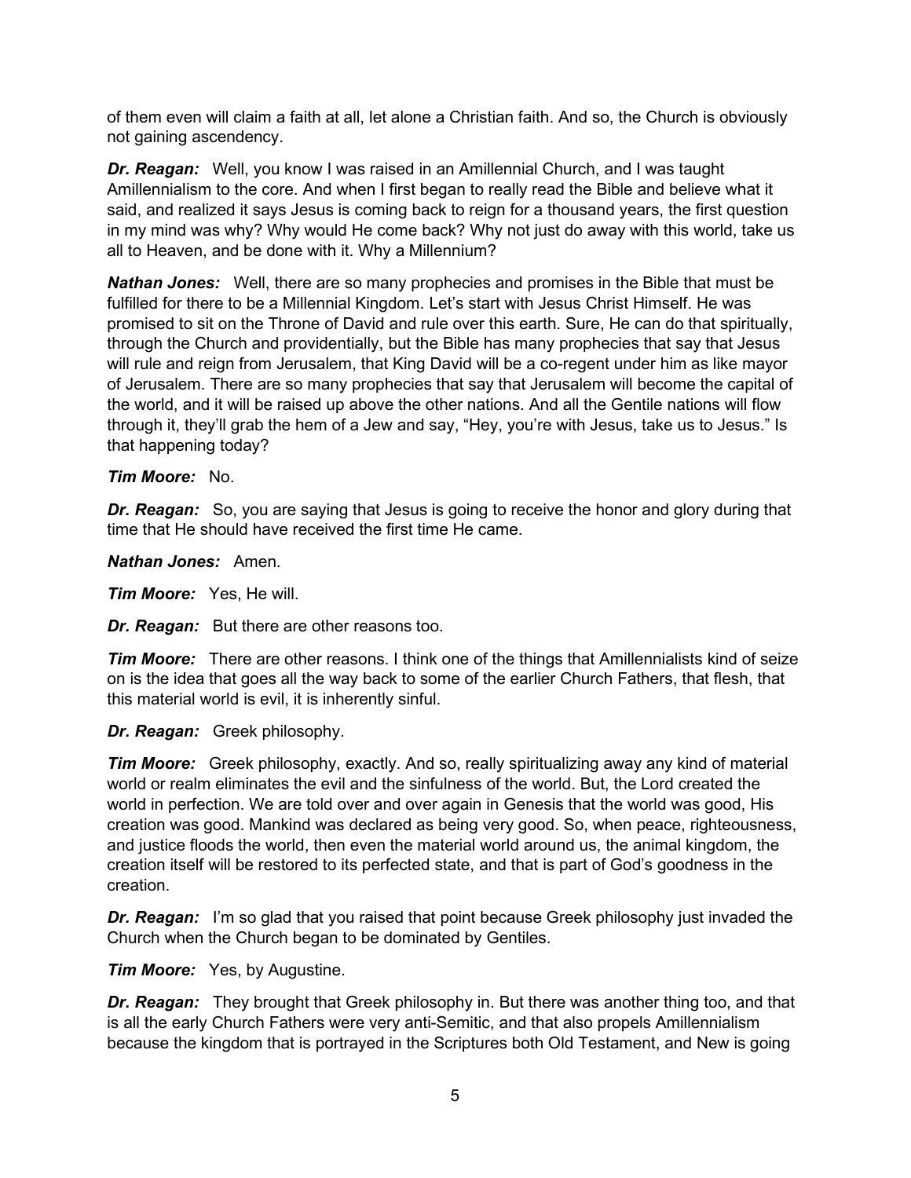of them even will claim a faith at all, let alone a Christian faith. And so, the Church is obviously not gaining ascendency.

***Dr. Reagan:*** Well, you know I was raised in an Amillennial Church, and I was taught Amillennialism to the core. And when I first began to really read the Bible and believe what it said, and realized it says Jesus is coming back to reign for a thousand years, the first question in my mind was why? Why would He come back? Why not just do away with this world, take us all to Heaven, and be done with it. Why a Millennium?

***Nathan Jones:*** Well, there are so many prophecies and promises in the Bible that must be fulfilled for there to be a Millennial Kingdom. Let's start with Jesus Christ Himself. He was promised to sit on the Throne of David and rule over this earth. Sure, He can do that spiritually, through the Church and providentially, but the Bible has many prophecies that say that Jesus will rule and reign from Jerusalem, that King David will be a co-regent under him as like mayor of Jerusalem. There are so many prophecies that say that Jerusalem will become the capital of the world, and it will be raised up above the other nations. And all the Gentile nations will flow through it, they'll grab the hem of a Jew and say, "Hey, you're with Jesus, take us to Jesus." Is that happening today?

***Tim Moore:*** No.

***Dr. Reagan:*** So, you are saying that Jesus is going to receive the honor and glory during that time that He should have received the first time He came.

***Nathan Jones:*** Amen.

***Tim Moore:*** Yes, He will.

***Dr. Reagan:*** But there are other reasons too.

***Tim Moore:*** There are other reasons. I think one of the things that Amillennialists kind of seize on is the idea that goes all the way back to some of the earlier Church Fathers, that flesh, that this material world is evil, it is inherently sinful.

***Dr. Reagan:*** Greek philosophy.

***Tim Moore:*** Greek philosophy, exactly. And so, really spiritualizing away any kind of material world or realm eliminates the evil and the sinfulness of the world. But, the Lord created the world in perfection. We are told over and over again in Genesis that the world was good, His creation was good. Mankind was declared as being very good. So, when peace, righteousness, and justice floods the world, then even the material world around us, the animal kingdom, the creation itself will be restored to its perfected state, and that is part of God's goodness in the creation.

***Dr. Reagan:*** I'm so glad that you raised that point because Greek philosophy just invaded the Church when the Church began to be dominated by Gentiles.

***Tim Moore:*** Yes, by Augustine.

***Dr. Reagan:*** They brought that Greek philosophy in. But there was another thing too, and that is all the early Church Fathers were very anti-Semitic, and that also propels Amillennialism because the kingdom that is portrayed in the Scriptures both Old Testament, and New is going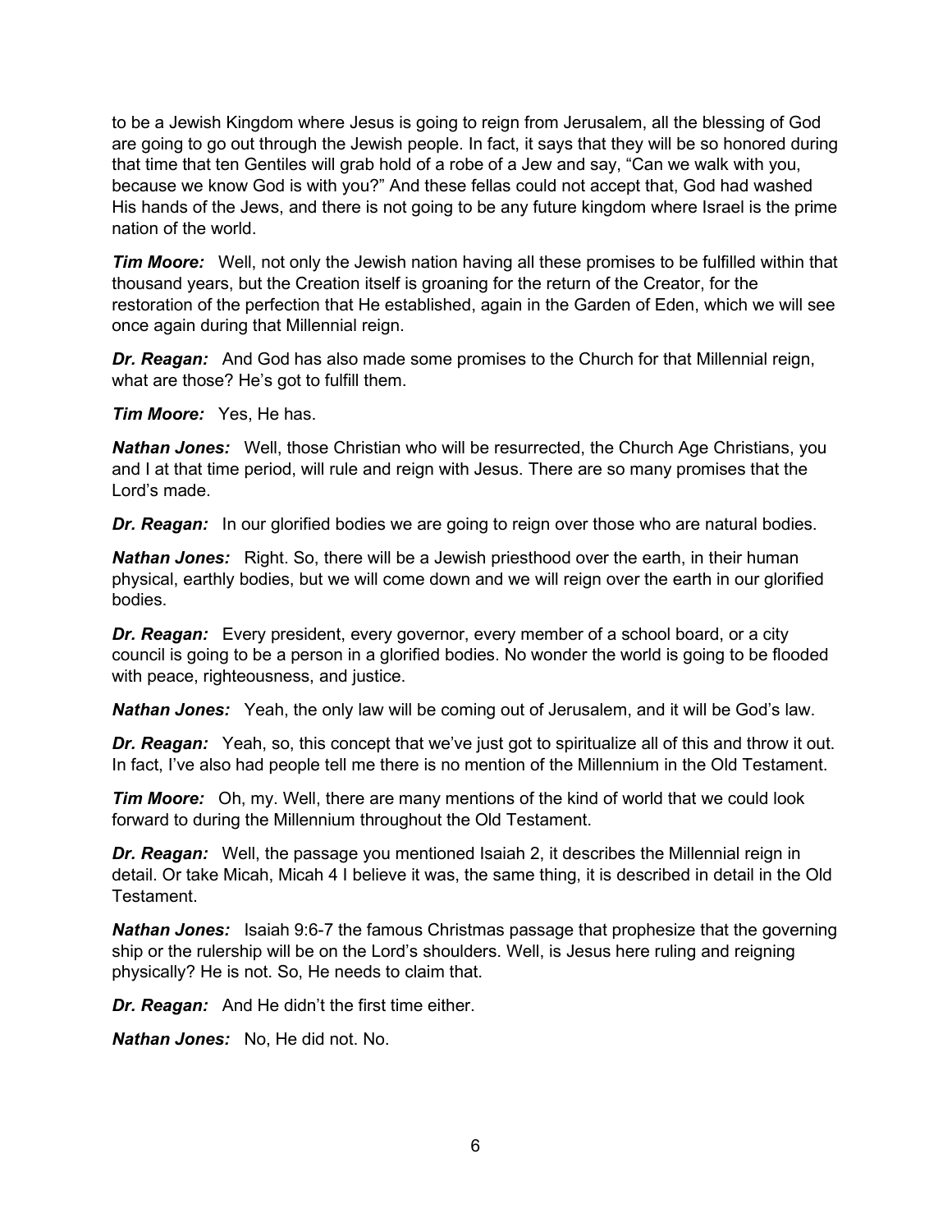to be a Jewish Kingdom where Jesus is going to reign from Jerusalem, all the blessing of God are going to go out through the Jewish people. In fact, it says that they will be so honored during that time that ten Gentiles will grab hold of a robe of a Jew and say, "Can we walk with you, because we know God is with you?" And these fellas could not accept that, God had washed His hands of the Jews, and there is not going to be any future kingdom where Israel is the prime nation of the world.

***Tim Moore:*** Well, not only the Jewish nation having all these promises to be fulfilled within that thousand years, but the Creation itself is groaning for the return of the Creator, for the restoration of the perfection that He established, again in the Garden of Eden, which we will see once again during that Millennial reign.

***Dr. Reagan:*** And God has also made some promises to the Church for that Millennial reign, what are those? He's got to fulfill them.

***Tim Moore:*** Yes, He has.

***Nathan Jones:*** Well, those Christian who will be resurrected, the Church Age Christians, you and I at that time period, will rule and reign with Jesus. There are so many promises that the Lord's made.

***Dr. Reagan:*** In our glorified bodies we are going to reign over those who are natural bodies.

***Nathan Jones:*** Right. So, there will be a Jewish priesthood over the earth, in their human physical, earthly bodies, but we will come down and we will reign over the earth in our glorified bodies.

***Dr. Reagan:*** Every president, every governor, every member of a school board, or a city council is going to be a person in a glorified bodies. No wonder the world is going to be flooded with peace, righteousness, and justice.

***Nathan Jones:*** Yeah, the only law will be coming out of Jerusalem, and it will be God's law.

***Dr. Reagan:*** Yeah, so, this concept that we've just got to spiritualize all of this and throw it out. In fact, I've also had people tell me there is no mention of the Millennium in the Old Testament.

***Tim Moore:*** Oh, my. Well, there are many mentions of the kind of world that we could look forward to during the Millennium throughout the Old Testament.

***Dr. Reagan:*** Well, the passage you mentioned Isaiah 2, it describes the Millennial reign in detail. Or take Micah, Micah 4 I believe it was, the same thing, it is described in detail in the Old Testament.

***Nathan Jones:*** Isaiah 9:6-7 the famous Christmas passage that prophesize that the governing ship or the rulership will be on the Lord's shoulders. Well, is Jesus here ruling and reigning physically? He is not. So, He needs to claim that.

***Dr. Reagan:*** And He didn't the first time either.

***Nathan Jones:*** No, He did not. No.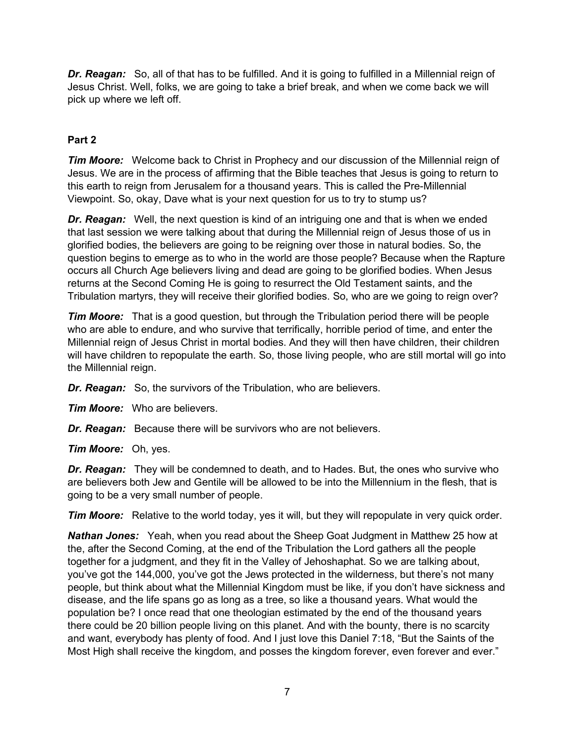***Dr. Reagan:*** So, all of that has to be fulfilled. And it is going to fulfilled in a Millennial reign of Jesus Christ. Well, folks, we are going to take a brief break, and when we come back we will pick up where we left off.

**Part 2**

***Tim Moore:*** Welcome back to Christ in Prophecy and our discussion of the Millennial reign of Jesus. We are in the process of affirming that the Bible teaches that Jesus is going to return to this earth to reign from Jerusalem for a thousand years. This is called the Pre-Millennial Viewpoint. So, okay, Dave what is your next question for us to try to stump us?

***Dr. Reagan:*** Well, the next question is kind of an intriguing one and that is when we ended that last session we were talking about that during the Millennial reign of Jesus those of us in glorified bodies, the believers are going to be reigning over those in natural bodies. So, the question begins to emerge as to who in the world are those people? Because when the Rapture occurs all Church Age believers living and dead are going to be glorified bodies. When Jesus returns at the Second Coming He is going to resurrect the Old Testament saints, and the Tribulation martyrs, they will receive their glorified bodies. So, who are we going to reign over?

***Tim Moore:*** That is a good question, but through the Tribulation period there will be people who are able to endure, and who survive that terrifically, horrible period of time, and enter the Millennial reign of Jesus Christ in mortal bodies. And they will then have children, their children will have children to repopulate the earth. So, those living people, who are still mortal will go into the Millennial reign.

***Dr. Reagan:*** So, the survivors of the Tribulation, who are believers.

***Tim Moore:*** Who are believers.

***Dr. Reagan:*** Because there will be survivors who are not believers.

***Tim Moore:*** Oh, yes.

***Dr. Reagan:*** They will be condemned to death, and to Hades. But, the ones who survive who are believers both Jew and Gentile will be allowed to be into the Millennium in the flesh, that is going to be a very small number of people.

***Tim Moore:*** Relative to the world today, yes it will, but they will repopulate in very quick order.

***Nathan Jones:*** Yeah, when you read about the Sheep Goat Judgment in Matthew 25 how at the, after the Second Coming, at the end of the Tribulation the Lord gathers all the people together for a judgment, and they fit in the Valley of Jehoshaphat. So we are talking about, you've got the 144,000, you've got the Jews protected in the wilderness, but there's not many people, but think about what the Millennial Kingdom must be like, if you don't have sickness and disease, and the life spans go as long as a tree, so like a thousand years. What would the population be? I once read that one theologian estimated by the end of the thousand years there could be 20 billion people living on this planet. And with the bounty, there is no scarcity and want, everybody has plenty of food. And I just love this Daniel 7:18, "But the Saints of the Most High shall receive the kingdom, and posses the kingdom forever, even forever and ever."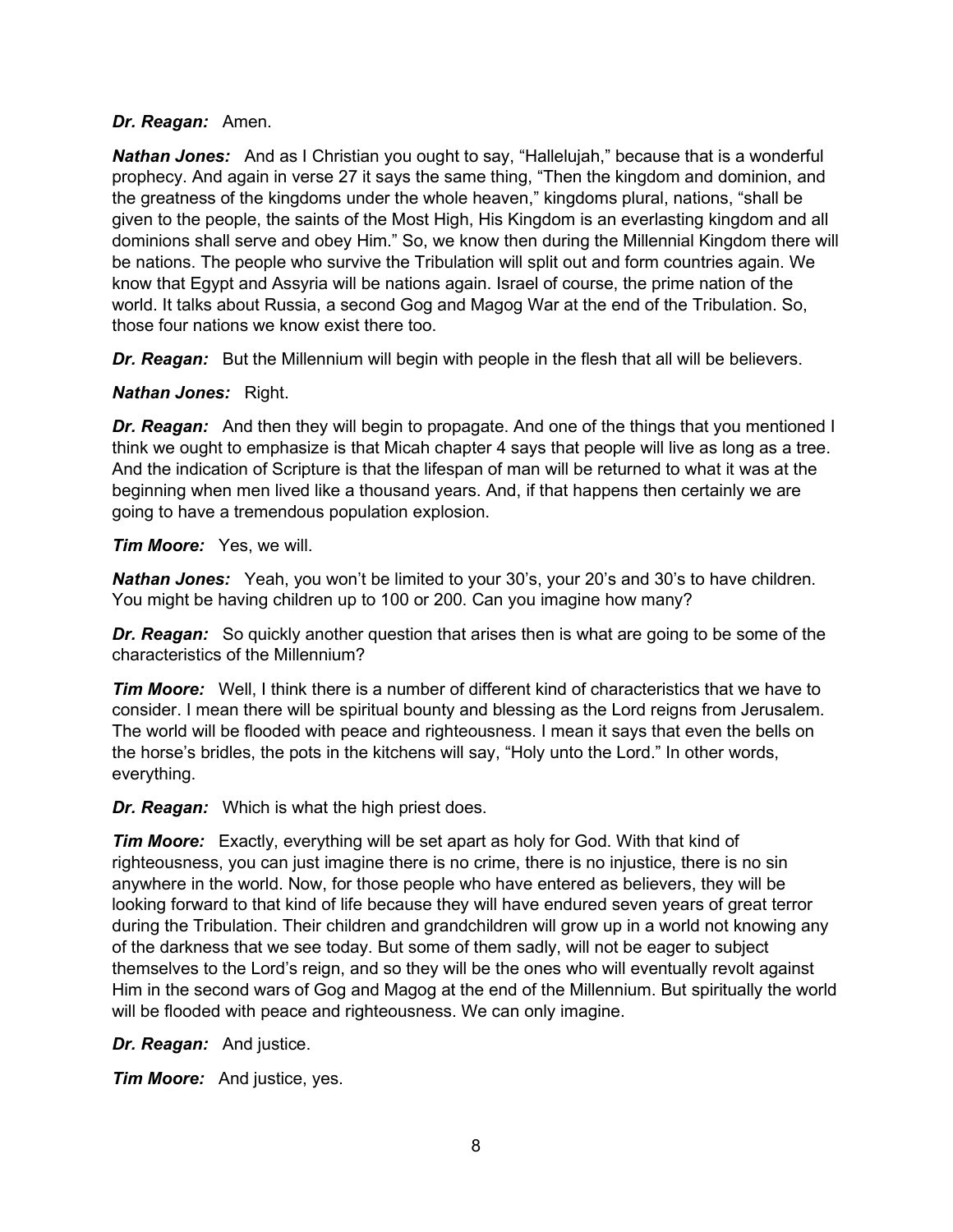***Dr. Reagan:*** Amen.

***Nathan Jones:*** And as I Christian you ought to say, "Hallelujah," because that is a wonderful prophecy. And again in verse 27 it says the same thing, "Then the kingdom and dominion, and the greatness of the kingdoms under the whole heaven," kingdoms plural, nations, "shall be given to the people, the saints of the Most High, His Kingdom is an everlasting kingdom and all dominions shall serve and obey Him." So, we know then during the Millennial Kingdom there will be nations. The people who survive the Tribulation will split out and form countries again. We know that Egypt and Assyria will be nations again. Israel of course, the prime nation of the world. It talks about Russia, a second Gog and Magog War at the end of the Tribulation. So, those four nations we know exist there too.

***Dr. Reagan:*** But the Millennium will begin with people in the flesh that all will be believers.

***Nathan Jones:*** Right.

***Dr. Reagan:*** And then they will begin to propagate. And one of the things that you mentioned I think we ought to emphasize is that Micah chapter 4 says that people will live as long as a tree. And the indication of Scripture is that the lifespan of man will be returned to what it was at the beginning when men lived like a thousand years. And, if that happens then certainly we are going to have a tremendous population explosion.

***Tim Moore:*** Yes, we will.

***Nathan Jones:*** Yeah, you won't be limited to your 30's, your 20's and 30's to have children. You might be having children up to 100 or 200. Can you imagine how many?

***Dr. Reagan:*** So quickly another question that arises then is what are going to be some of the characteristics of the Millennium?

***Tim Moore:*** Well, I think there is a number of different kind of characteristics that we have to consider. I mean there will be spiritual bounty and blessing as the Lord reigns from Jerusalem. The world will be flooded with peace and righteousness. I mean it says that even the bells on the horse's bridles, the pots in the kitchens will say, "Holy unto the Lord." In other words, everything.

***Dr. Reagan:*** Which is what the high priest does.

***Tim Moore:*** Exactly, everything will be set apart as holy for God. With that kind of righteousness, you can just imagine there is no crime, there is no injustice, there is no sin anywhere in the world. Now, for those people who have entered as believers, they will be looking forward to that kind of life because they will have endured seven years of great terror during the Tribulation. Their children and grandchildren will grow up in a world not knowing any of the darkness that we see today. But some of them sadly, will not be eager to subject themselves to the Lord's reign, and so they will be the ones who will eventually revolt against Him in the second wars of Gog and Magog at the end of the Millennium. But spiritually the world will be flooded with peace and righteousness. We can only imagine.

***Dr. Reagan:*** And justice.

***Tim Moore:*** And justice, yes.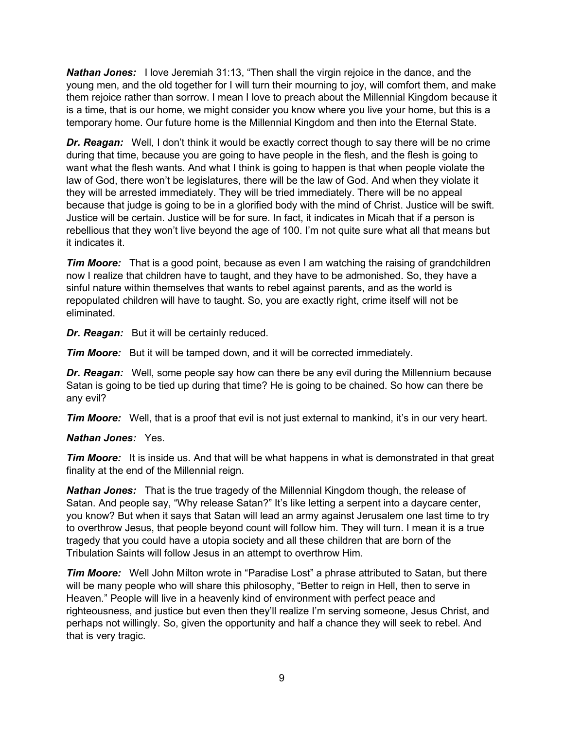***Nathan Jones:*** I love Jeremiah 31:13, "Then shall the virgin rejoice in the dance, and the young men, and the old together for I will turn their mourning to joy, will comfort them, and make them rejoice rather than sorrow. I mean I love to preach about the Millennial Kingdom because it is a time, that is our home, we might consider you know where you live your home, but this is a temporary home. Our future home is the Millennial Kingdom and then into the Eternal State.

***Dr. Reagan:*** Well, I don't think it would be exactly correct though to say there will be no crime during that time, because you are going to have people in the flesh, and the flesh is going to want what the flesh wants. And what I think is going to happen is that when people violate the law of God, there won't be legislatures, there will be the law of God. And when they violate it they will be arrested immediately. They will be tried immediately. There will be no appeal because that judge is going to be in a glorified body with the mind of Christ. Justice will be swift. Justice will be certain. Justice will be for sure. In fact, it indicates in Micah that if a person is rebellious that they won't live beyond the age of 100. I'm not quite sure what all that means but it indicates it.

***Tim Moore:*** That is a good point, because as even I am watching the raising of grandchildren now I realize that children have to taught, and they have to be admonished. So, they have a sinful nature within themselves that wants to rebel against parents, and as the world is repopulated children will have to taught. So, you are exactly right, crime itself will not be eliminated.

***Dr. Reagan:*** But it will be certainly reduced.

***Tim Moore:*** But it will be tamped down, and it will be corrected immediately.

***Dr. Reagan:*** Well, some people say how can there be any evil during the Millennium because Satan is going to be tied up during that time? He is going to be chained. So how can there be any evil?

***Tim Moore:*** Well, that is a proof that evil is not just external to mankind, it's in our very heart.

***Nathan Jones:*** Yes.

***Tim Moore:*** It is inside us. And that will be what happens in what is demonstrated in that great finality at the end of the Millennial reign.

***Nathan Jones:*** That is the true tragedy of the Millennial Kingdom though, the release of Satan. And people say, "Why release Satan?" It's like letting a serpent into a daycare center, you know? But when it says that Satan will lead an army against Jerusalem one last time to try to overthrow Jesus, that people beyond count will follow him. They will turn. I mean it is a true tragedy that you could have a utopia society and all these children that are born of the Tribulation Saints will follow Jesus in an attempt to overthrow Him.

***Tim Moore:*** Well John Milton wrote in "Paradise Lost" a phrase attributed to Satan, but there will be many people who will share this philosophy, "Better to reign in Hell, then to serve in Heaven." People will live in a heavenly kind of environment with perfect peace and righteousness, and justice but even then they'll realize I'm serving someone, Jesus Christ, and perhaps not willingly. So, given the opportunity and half a chance they will seek to rebel. And that is very tragic.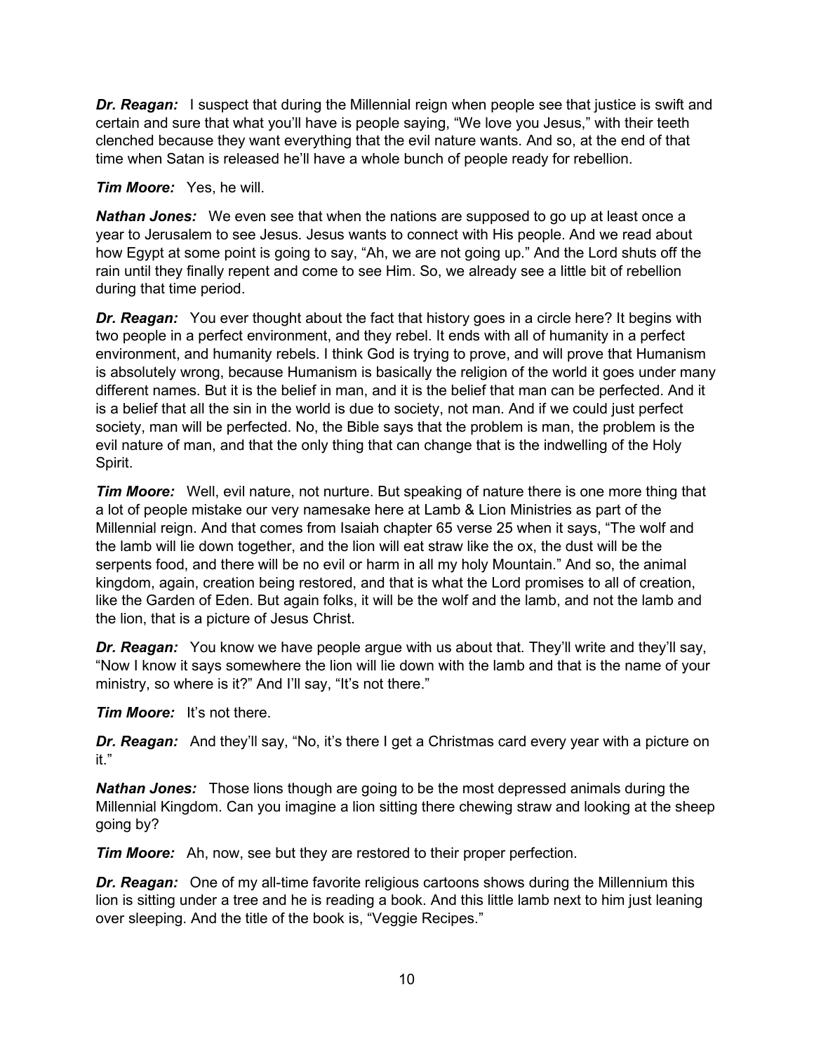***Dr. Reagan:*** I suspect that during the Millennial reign when people see that justice is swift and certain and sure that what you'll have is people saying, "We love you Jesus," with their teeth clenched because they want everything that the evil nature wants. And so, at the end of that time when Satan is released he'll have a whole bunch of people ready for rebellion.

***Tim Moore:*** Yes, he will.

***Nathan Jones:*** We even see that when the nations are supposed to go up at least once a year to Jerusalem to see Jesus. Jesus wants to connect with His people. And we read about how Egypt at some point is going to say, "Ah, we are not going up." And the Lord shuts off the rain until they finally repent and come to see Him. So, we already see a little bit of rebellion during that time period.

***Dr. Reagan:*** You ever thought about the fact that history goes in a circle here? It begins with two people in a perfect environment, and they rebel. It ends with all of humanity in a perfect environment, and humanity rebels. I think God is trying to prove, and will prove that Humanism is absolutely wrong, because Humanism is basically the religion of the world it goes under many different names. But it is the belief in man, and it is the belief that man can be perfected. And it is a belief that all the sin in the world is due to society, not man. And if we could just perfect society, man will be perfected. No, the Bible says that the problem is man, the problem is the evil nature of man, and that the only thing that can change that is the indwelling of the Holy Spirit.

***Tim Moore:*** Well, evil nature, not nurture. But speaking of nature there is one more thing that a lot of people mistake our very namesake here at Lamb & Lion Ministries as part of the Millennial reign. And that comes from Isaiah chapter 65 verse 25 when it says, "The wolf and the lamb will lie down together, and the lion will eat straw like the ox, the dust will be the serpents food, and there will be no evil or harm in all my holy Mountain." And so, the animal kingdom, again, creation being restored, and that is what the Lord promises to all of creation, like the Garden of Eden. But again folks, it will be the wolf and the lamb, and not the lamb and the lion, that is a picture of Jesus Christ.

***Dr. Reagan:*** You know we have people argue with us about that. They'll write and they'll say, "Now I know it says somewhere the lion will lie down with the lamb and that is the name of your ministry, so where is it?" And I'll say, "It's not there."

***Tim Moore:*** It's not there.

***Dr. Reagan:*** And they'll say, "No, it's there I get a Christmas card every year with a picture on it."

***Nathan Jones:*** Those lions though are going to be the most depressed animals during the Millennial Kingdom. Can you imagine a lion sitting there chewing straw and looking at the sheep going by?

***Tim Moore:*** Ah, now, see but they are restored to their proper perfection.

***Dr. Reagan:*** One of my all-time favorite religious cartoons shows during the Millennium this lion is sitting under a tree and he is reading a book. And this little lamb next to him just leaning over sleeping. And the title of the book is, "Veggie Recipes."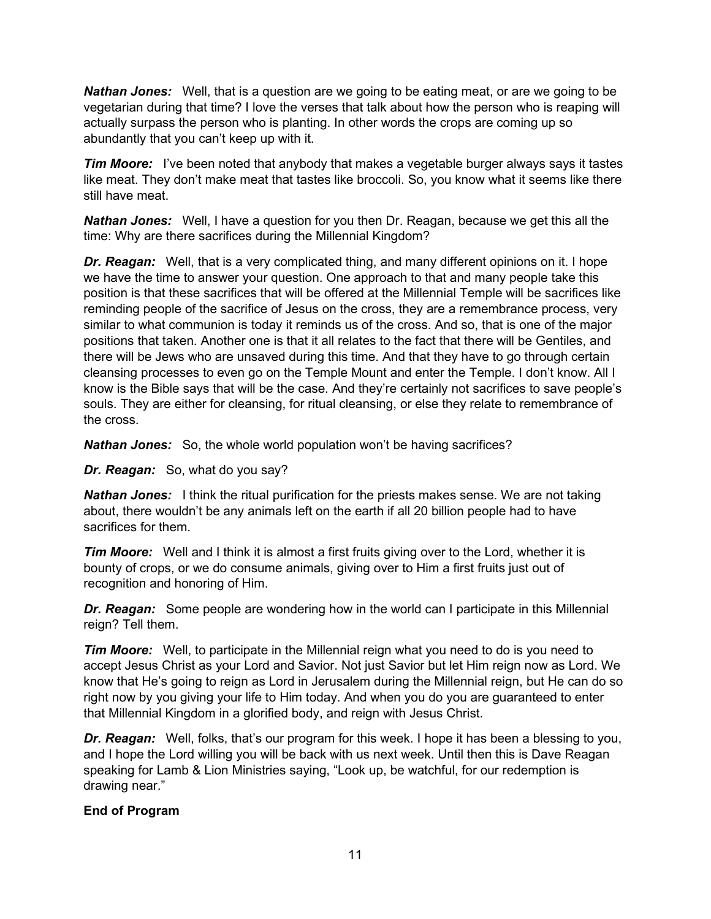***Nathan Jones:*** Well, that is a question are we going to be eating meat, or are we going to be vegetarian during that time? I love the verses that talk about how the person who is reaping will actually surpass the person who is planting. In other words the crops are coming up so abundantly that you can't keep up with it.

***Tim Moore:*** I've been noted that anybody that makes a vegetable burger always says it tastes like meat. They don't make meat that tastes like broccoli. So, you know what it seems like there still have meat.

***Nathan Jones:*** Well, I have a question for you then Dr. Reagan, because we get this all the time: Why are there sacrifices during the Millennial Kingdom?

***Dr. Reagan:*** Well, that is a very complicated thing, and many different opinions on it. I hope we have the time to answer your question. One approach to that and many people take this position is that these sacrifices that will be offered at the Millennial Temple will be sacrifices like reminding people of the sacrifice of Jesus on the cross, they are a remembrance process, very similar to what communion is today it reminds us of the cross. And so, that is one of the major positions that taken. Another one is that it all relates to the fact that there will be Gentiles, and there will be Jews who are unsaved during this time. And that they have to go through certain cleansing processes to even go on the Temple Mount and enter the Temple. I don't know. All I know is the Bible says that will be the case. And they're certainly not sacrifices to save people's souls. They are either for cleansing, for ritual cleansing, or else they relate to remembrance of the cross.

***Nathan Jones:*** So, the whole world population won't be having sacrifices?

***Dr. Reagan:*** So, what do you say?

***Nathan Jones:*** I think the ritual purification for the priests makes sense. We are not taking about, there wouldn't be any animals left on the earth if all 20 billion people had to have sacrifices for them.

***Tim Moore:*** Well and I think it is almost a first fruits giving over to the Lord, whether it is bounty of crops, or we do consume animals, giving over to Him a first fruits just out of recognition and honoring of Him.

***Dr. Reagan:*** Some people are wondering how in the world can I participate in this Millennial reign? Tell them.

***Tim Moore:*** Well, to participate in the Millennial reign what you need to do is you need to accept Jesus Christ as your Lord and Savior. Not just Savior but let Him reign now as Lord. We know that He's going to reign as Lord in Jerusalem during the Millennial reign, but He can do so right now by you giving your life to Him today. And when you do you are guaranteed to enter that Millennial Kingdom in a glorified body, and reign with Jesus Christ.

***Dr. Reagan:*** Well, folks, that's our program for this week. I hope it has been a blessing to you, and I hope the Lord willing you will be back with us next week. Until then this is Dave Reagan speaking for Lamb & Lion Ministries saying, "Look up, be watchful, for our redemption is drawing near."

**End of Program**